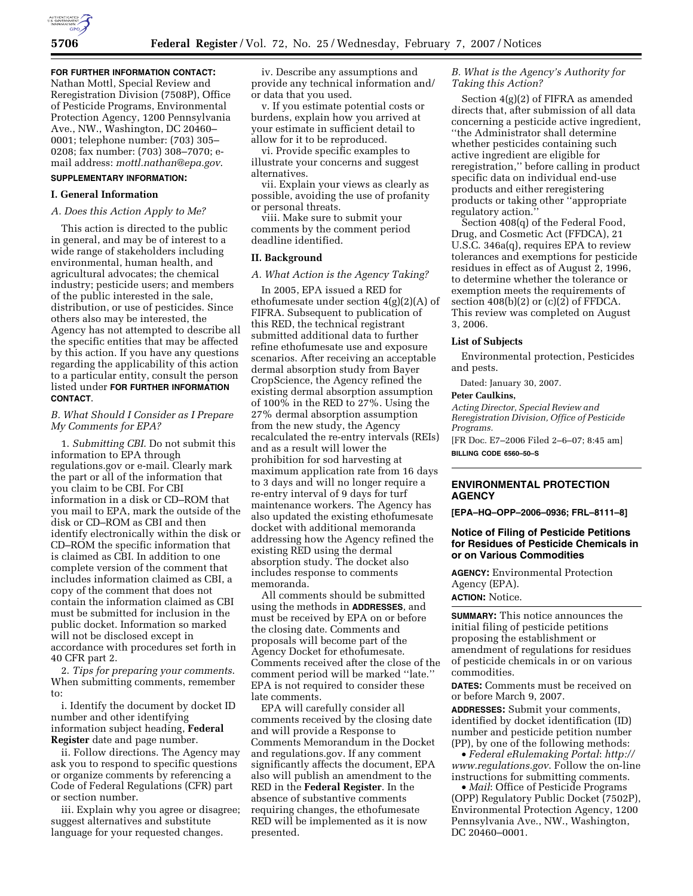**FOR FURTHER INFORMATION CONTACT:** Nathan Mottl, Special Review and Reregistration Division (7508P), Office of Pesticide Programs, Environmental Protection Agency, 1200 Pennsylvania Ave., NW., Washington, DC 20460–0001; telephone number: (703) 305–0208; fax number: (703) 308–7070; e-mail address: *mottl.nathan@epa.gov*.

**SUPPLEMENTARY INFORMATION:**

## I. General Information

### *A. Does this Action Apply to Me?*

This action is directed to the public in general, and may be of interest to a wide range of stakeholders including environmental, human health, and agricultural advocates; the chemical industry; pesticide users; and members of the public interested in the sale, distribution, or use of pesticides. Since others also may be interested, the Agency has not attempted to describe all the specific entities that may be affected by this action. If you have any questions regarding the applicability of this action to a particular entity, consult the person listed under **FOR FURTHER INFORMATION CONTACT**.

### *B. What Should I Consider as I Prepare My Comments for EPA?*

1. *Submitting CBI*. Do not submit this information to EPA through regulations.gov or e-mail. Clearly mark the part or all of the information that you claim to be CBI. For CBI information in a disk or CD–ROM that you mail to EPA, mark the outside of the disk or CD–ROM as CBI and then identify electronically within the disk or CD–ROM the specific information that is claimed as CBI. In addition to one complete version of the comment that includes information claimed as CBI, a copy of the comment that does not contain the information claimed as CBI must be submitted for inclusion in the public docket. Information so marked will not be disclosed except in accordance with procedures set forth in 40 CFR part 2.

2. *Tips for preparing your comments*. When submitting comments, remember to:

i. Identify the document by docket ID number and other identifying information subject heading, **Federal Register** date and page number.

ii. Follow directions. The Agency may ask you to respond to specific questions or organize comments by referencing a Code of Federal Regulations (CFR) part or section number.

iii. Explain why you agree or disagree; suggest alternatives and substitute language for your requested changes.

iv. Describe any assumptions and provide any technical information and/or data that you used.

v. If you estimate potential costs or burdens, explain how you arrived at your estimate in sufficient detail to allow for it to be reproduced.

vi. Provide specific examples to illustrate your concerns and suggest alternatives.

vii. Explain your views as clearly as possible, avoiding the use of profanity or personal threats.

viii. Make sure to submit your comments by the comment period deadline identified.

## II. Background

### *A. What Action is the Agency Taking?*

In 2005, EPA issued a RED for ethofumesate under section 4(g)(2)(A) of FIFRA. Subsequent to publication of this RED, the technical registrant submitted additional data to further refine ethofumesate use and exposure scenarios. After receiving an acceptable dermal absorption study from Bayer CropScience, the Agency refined the existing dermal absorption assumption of 100% in the RED to 27%. Using the 27% dermal absorption assumption from the new study, the Agency recalculated the re-entry intervals (REIs) and as a result will lower the prohibition for sod harvesting at maximum application rate from 16 days to 3 days and will no longer require a re-entry interval of 9 days for turf maintenance workers. The Agency has also updated the existing ethofumesate docket with additional memoranda addressing how the Agency refined the existing RED using the dermal absorption study. The docket also includes response to comments memoranda.

All comments should be submitted using the methods in **ADDRESSES**, and must be received by EPA on or before the closing date. Comments and proposals will become part of the Agency Docket for ethofumesate. Comments received after the close of the comment period will be marked ''late.'' EPA is not required to consider these late comments.

EPA will carefully consider all comments received by the closing date and will provide a Response to Comments Memorandum in the Docket and regulations.gov. If any comment significantly affects the document, EPA also will publish an amendment to the RED in the **Federal Register**. In the absence of substantive comments requiring changes, the ethofumesate RED will be implemented as it is now presented.

### *B. What is the Agency's Authority for Taking this Action?*

Section 4(g)(2) of FIFRA as amended directs that, after submission of all data concerning a pesticide active ingredient, ''the Administrator shall determine whether pesticides containing such active ingredient are eligible for reregistration,'' before calling in product specific data on individual end-use products and either reregistering products or taking other ''appropriate regulatory action.''

Section 408(q) of the Federal Food, Drug, and Cosmetic Act (FFDCA), 21 U.S.C. 346a(q), requires EPA to review tolerances and exemptions for pesticide residues in effect as of August 2, 1996, to determine whether the tolerance or exemption meets the requirements of section 408(b)(2) or (c)(2) of FFDCA. This review was completed on August 3, 2006.

**List of Subjects**

Environmental protection, Pesticides and pests.

Dated: January 30, 2007.

**Peter Caulkins,**

*Acting Director, Special Review and Reregistration Division, Office of Pesticide Programs.*

[FR Doc. E7–2006 Filed 2–6–07; 8:45 am]

**BILLING CODE 6560–50–S**

---

## ENVIRONMENTAL PROTECTION AGENCY

**[EPA–HQ–OPP–2006–0936; FRL–8111–8]**

## Notice of Filing of Pesticide Petitions for Residues of Pesticide Chemicals in or on Various Commodities

**AGENCY:** Environmental Protection Agency (EPA).

**ACTION:** Notice.

**SUMMARY:** This notice announces the initial filing of pesticide petitions proposing the establishment or amendment of regulations for residues of pesticide chemicals in or on various commodities.

**DATES:** Comments must be received on or before March 9, 2007.

**ADDRESSES:** Submit your comments, identified by docket identification (ID) number and pesticide petition number (PP), by one of the following methods:

- *Federal eRulemaking Portal*: *http://www.regulations.gov*. Follow the on-line instructions for submitting comments.
- *Mail*: Office of Pesticide Programs (OPP) Regulatory Public Docket (7502P), Environmental Protection Agency, 1200 Pennsylvania Ave., NW., Washington, DC 20460–0001.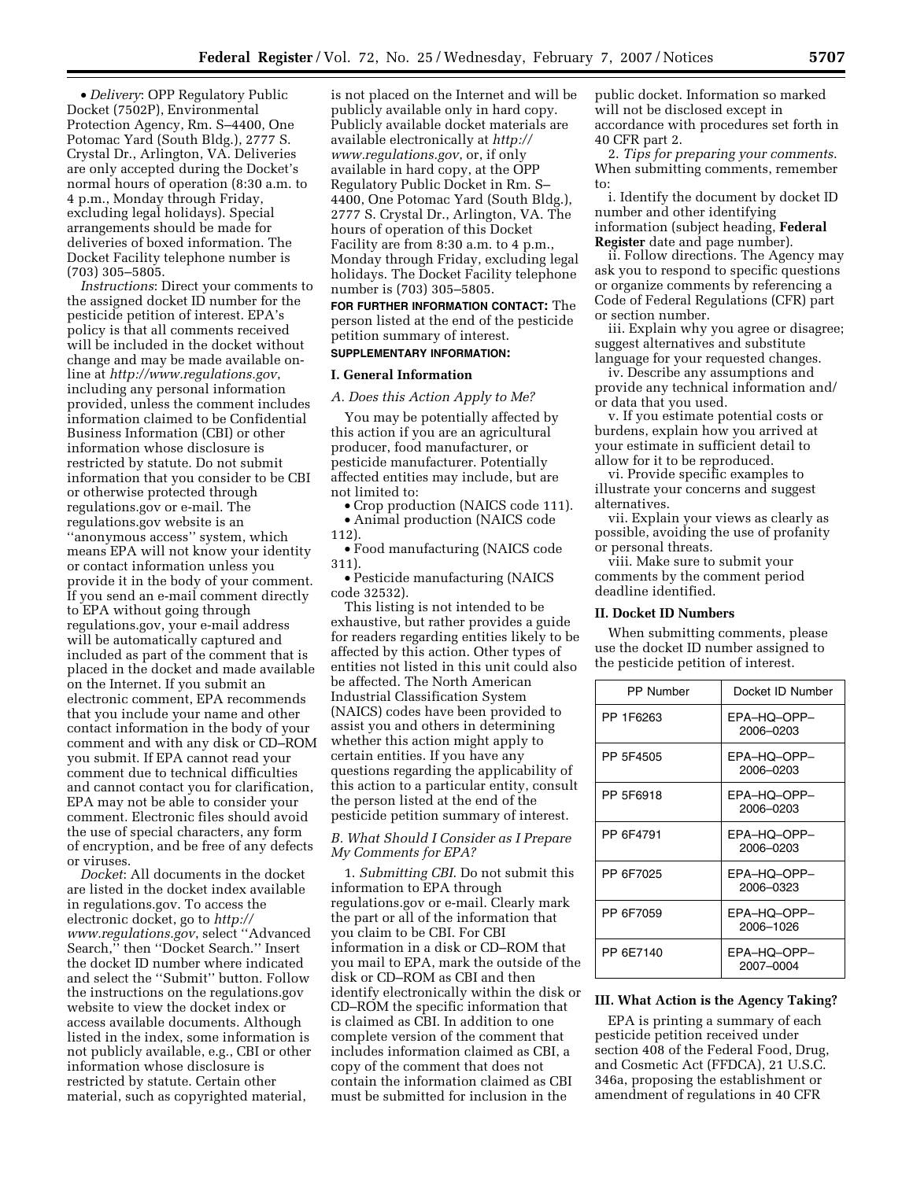- *Delivery*: OPP Regulatory Public Docket (7502P), Environmental Protection Agency, Rm. S–4400, One Potomac Yard (South Bldg.), 2777 S. Crystal Dr., Arlington, VA. Deliveries are only accepted during the Docket's normal hours of operation (8:30 a.m. to 4 p.m., Monday through Friday, excluding legal holidays). Special arrangements should be made for deliveries of boxed information. The Docket Facility telephone number is (703) 305–5805.

*Instructions*: Direct your comments to the assigned docket ID number for the pesticide petition of interest. EPA's policy is that all comments received will be included in the docket without change and may be made available on-line at *http://www.regulations.gov*, including any personal information provided, unless the comment includes information claimed to be Confidential Business Information (CBI) or other information whose disclosure is restricted by statute. Do not submit information that you consider to be CBI or otherwise protected through regulations.gov or e-mail. The regulations.gov website is an ''anonymous access'' system, which means EPA will not know your identity or contact information unless you provide it in the body of your comment. If you send an e-mail comment directly to EPA without going through regulations.gov, your e-mail address will be automatically captured and included as part of the comment that is placed in the docket and made available on the Internet. If you submit an electronic comment, EPA recommends that you include your name and other contact information in the body of your comment and with any disk or CD–ROM you submit. If EPA cannot read your comment due to technical difficulties and cannot contact you for clarification, EPA may not be able to consider your comment. Electronic files should avoid the use of special characters, any form of encryption, and be free of any defects or viruses.

*Docket*: All documents in the docket are listed in the docket index available in regulations.gov. To access the electronic docket, go to *http://www.regulations.gov*, select ''Advanced Search,'' then ''Docket Search.'' Insert the docket ID number where indicated and select the ''Submit'' button. Follow the instructions on the regulations.gov website to view the docket index or access available documents. Although listed in the index, some information is not publicly available, e.g., CBI or other information whose disclosure is restricted by statute. Certain other material, such as copyrighted material, is not placed on the Internet and will be publicly available only in hard copy. Publicly available docket materials are available electronically at *http://www.regulations.gov*, or, if only available in hard copy, at the OPP Regulatory Public Docket in Rm. S–4400, One Potomac Yard (South Bldg.), 2777 S. Crystal Dr., Arlington, VA. The hours of operation of this Docket Facility are from 8:30 a.m. to 4 p.m., Monday through Friday, excluding legal holidays. The Docket Facility telephone number is (703) 305–5805.

**FOR FURTHER INFORMATION CONTACT:** The person listed at the end of the pesticide petition summary of interest.

**SUPPLEMENTARY INFORMATION:**

## I. General Information

### A. Does this Action Apply to Me?

You may be potentially affected by this action if you are an agricultural producer, food manufacturer, or pesticide manufacturer. Potentially affected entities may include, but are not limited to:

- Crop production (NAICS code 111).
- Animal production (NAICS code 112).
- Food manufacturing (NAICS code 311).
- Pesticide manufacturing (NAICS code 32532).

This listing is not intended to be exhaustive, but rather provides a guide for readers regarding entities likely to be affected by this action. Other types of entities not listed in this unit could also be affected. The North American Industrial Classification System (NAICS) codes have been provided to assist you and others in determining whether this action might apply to certain entities. If you have any questions regarding the applicability of this action to a particular entity, consult the person listed at the end of the pesticide petition summary of interest.

### B. What Should I Consider as I Prepare My Comments for EPA?

1. *Submitting CBI*. Do not submit this information to EPA through regulations.gov or e-mail. Clearly mark the part or all of the information that you claim to be CBI. For CBI information in a disk or CD–ROM that you mail to EPA, mark the outside of the disk or CD–ROM as CBI and then identify electronically within the disk or CD–ROM the specific information that is claimed as CBI. In addition to one complete version of the comment that includes information claimed as CBI, a copy of the comment that does not contain the information claimed as CBI must be submitted for inclusion in the public docket. Information so marked will not be disclosed except in accordance with procedures set forth in 40 CFR part 2.

2. *Tips for preparing your comments*. When submitting comments, remember to:

i. Identify the document by docket ID number and other identifying information (subject heading, **Federal Register** date and page number).

ii. Follow directions. The Agency may ask you to respond to specific questions or organize comments by referencing a Code of Federal Regulations (CFR) part or section number.

iii. Explain why you agree or disagree; suggest alternatives and substitute language for your requested changes.

iv. Describe any assumptions and provide any technical information and/or data that you used.

v. If you estimate potential costs or burdens, explain how you arrived at your estimate in sufficient detail to allow for it to be reproduced.

vi. Provide specific examples to illustrate your concerns and suggest alternatives.

vii. Explain your views as clearly as possible, avoiding the use of profanity or personal threats.

viii. Make sure to submit your comments by the comment period deadline identified.

## II. Docket ID Numbers

When submitting comments, please use the docket ID number assigned to the pesticide petition of interest.

| PP Number | Docket ID Number |
| --- | --- |
| PP 1F6263 | EPA–HQ–OPP–2006–0203 |
| PP 5F4505 | EPA–HQ–OPP–2006–0203 |
| PP 5F6918 | EPA–HQ–OPP–2006–0203 |
| PP 6F4791 | EPA–HQ–OPP–2006–0203 |
| PP 6F7025 | EPA–HQ–OPP–2006–0323 |
| PP 6F7059 | EPA–HQ–OPP–2006–1026 |
| PP 6E7140 | EPA–HQ–OPP–2007–0004 |

## III. What Action is the Agency Taking?

EPA is printing a summary of each pesticide petition received under section 408 of the Federal Food, Drug, and Cosmetic Act (FFDCA), 21 U.S.C. 346a, proposing the establishment or amendment of regulations in 40 CFR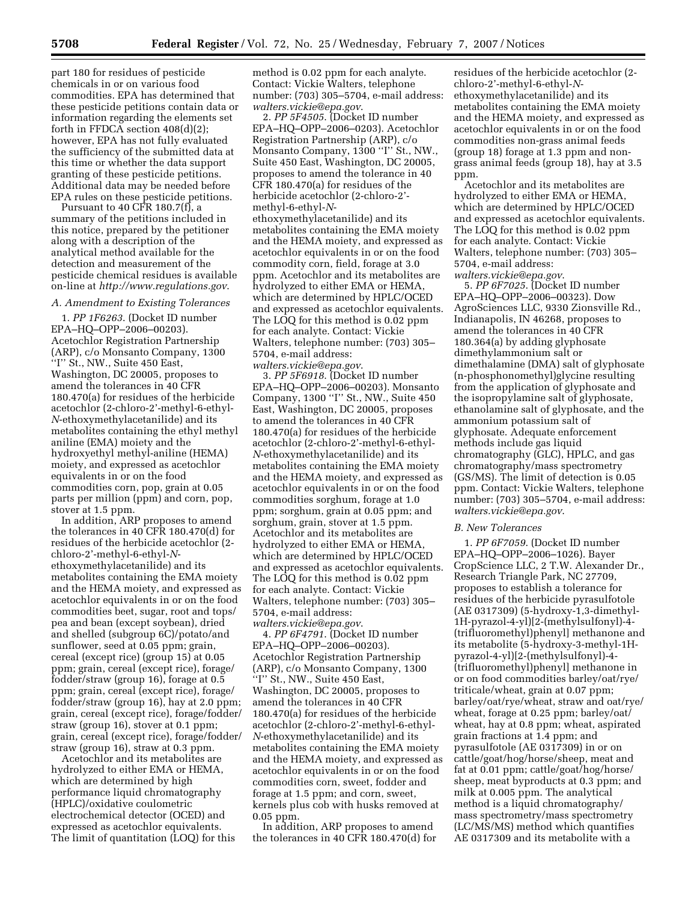part 180 for residues of pesticide chemicals in or on various food commodities. EPA has determined that these pesticide petitions contain data or information regarding the elements set forth in FFDCA section 408(d)(2); however, EPA has not fully evaluated the sufficiency of the submitted data at this time or whether the data support granting of these pesticide petitions. Additional data may be needed before EPA rules on these pesticide petitions.

Pursuant to 40 CFR 180.7(f), a summary of the petitions included in this notice, prepared by the petitioner along with a description of the analytical method available for the detection and measurement of the pesticide chemical residues is available on-line at *http://www.regulations.gov*.

### *A. Amendment to Existing Tolerances*

1. *PP 1F6263*. (Docket ID number EPA–HQ–OPP–2006–00203). Acetochlor Registration Partnership (ARP), c/o Monsanto Company, 1300 ''I'' St., NW., Suite 450 East, Washington, DC 20005, proposes to amend the tolerances in 40 CFR 180.470(a) for residues of the herbicide acetochlor (2-chloro-2'-methyl-6-ethyl-*N*-ethoxymethylacetanilide) and its metabolites containing the ethyl methyl aniline (EMA) moiety and the hydroxyethyl methyl-aniline (HEMA) moiety, and expressed as acetochlor equivalents in or on the food commodities corn, pop, grain at 0.05 parts per million (ppm) and corn, pop, stover at 1.5 ppm.

In addition, ARP proposes to amend the tolerances in 40 CFR 180.470(d) for residues of the herbicide acetochlor (2-chloro-2'-methyl-6-ethyl-*N*-ethoxymethylacetanilide) and its metabolites containing the EMA moiety and the HEMA moiety, and expressed as acetochlor equivalents in or on the food commodities beet, sugar, root and tops/pea and bean (except soybean), dried and shelled (subgroup 6C)/potato/and sunflower, seed at 0.05 ppm; grain, cereal (except rice) (group 15) at 0.05 ppm; grain, cereal (except rice), forage/fodder/straw (group 16), forage at 0.5 ppm; grain, cereal (except rice), forage/fodder/straw (group 16), hay at 2.0 ppm; grain, cereal (except rice), forage/fodder/straw (group 16), stover at 0.1 ppm; grain, cereal (except rice), forage/fodder/straw (group 16), straw at 0.3 ppm.

Acetochlor and its metabolites are hydrolyzed to either EMA or HEMA, which are determined by high performance liquid chromatography (HPLC)/oxidative coulometric electrochemical detector (OCED) and expressed as acetochlor equivalents. The limit of quantitation (LOQ) for this method is 0.02 ppm for each analyte. Contact: Vickie Walters, telephone number: (703) 305–5704, e-mail address: *walters.vickie@epa.gov*.

2. *PP 5F4505*. (Docket ID number EPA–HQ–OPP–2006–0203). Acetochlor Registration Partnership (ARP), c/o Monsanto Company, 1300 ''I'' St., NW., Suite 450 East, Washington, DC 20005, proposes to amend the tolerance in 40 CFR 180.470(a) for residues of the herbicide acetochlor (2-chloro-2'-methyl-6-ethyl-*N*-ethoxymethylacetanilide) and its metabolites containing the EMA moiety and the HEMA moiety, and expressed as acetochlor equivalents in or on the food commodity corn, field, forage at 3.0 ppm. Acetochlor and its metabolites are hydrolyzed to either EMA or HEMA, which are determined by HPLC/OCED and expressed as acetochlor equivalents. The LOQ for this method is 0.02 ppm for each analyte. Contact: Vickie Walters, telephone number: (703) 305–5704, e-mail address: *walters.vickie@epa.gov*.

3. *PP 5F6918*. (Docket ID number EPA–HQ–OPP–2006–00203). Monsanto Company, 1300 ''I'' St., NW., Suite 450 East, Washington, DC 20005, proposes to amend the tolerances in 40 CFR 180.470(a) for residues of the herbicide acetochlor (2-chloro-2'-methyl-6-ethyl-*N*-ethoxymethylacetanilide) and its metabolites containing the EMA moiety and the HEMA moiety, and expressed as acetochlor equivalents in or on the food commodities sorghum, forage at 1.0 ppm; sorghum, grain at 0.05 ppm; and sorghum, grain, stover at 1.5 ppm. Acetochlor and its metabolites are hydrolyzed to either EMA or HEMA, which are determined by HPLC/OCED and expressed as acetochlor equivalents. The LOQ for this method is 0.02 ppm for each analyte. Contact: Vickie Walters, telephone number: (703) 305–5704, e-mail address: *walters.vickie@epa.gov*.

4. *PP 6F4791*. (Docket ID number EPA–HQ–OPP–2006–00203). Acetochlor Registration Partnership (ARP), c/o Monsanto Company, 1300 ''I'' St., NW., Suite 450 East, Washington, DC 20005, proposes to amend the tolerances in 40 CFR 180.470(a) for residues of the herbicide acetochlor (2-chloro-2'-methyl-6-ethyl-*N*-ethoxymethylacetanilide) and its metabolites containing the EMA moiety and the HEMA moiety, and expressed as acetochlor equivalents in or on the food commodities corn, sweet, fodder and forage at 1.5 ppm; and corn, sweet, kernels plus cob with husks removed at 0.05 ppm.

In addition, ARP proposes to amend the tolerances in 40 CFR 180.470(d) for residues of the herbicide acetochlor (2-chloro-2'-methyl-6-ethyl-*N*-ethoxymethylacetanilide) and its metabolites containing the EMA moiety and the HEMA moiety, and expressed as acetochlor equivalents in or on the food commodities non-grass animal feeds (group 18) forage at 1.3 ppm and non-grass animal feeds (group 18), hay at 3.5 ppm.

Acetochlor and its metabolites are hydrolyzed to either EMA or HEMA, which are determined by HPLC/OCED and expressed as acetochlor equivalents. The LOQ for this method is 0.02 ppm for each analyte. Contact: Vickie Walters, telephone number: (703) 305–5704, e-mail address: *walters.vickie@epa.gov*.

5. *PP 6F7025*. (Docket ID number EPA–HQ–OPP–2006–00323). Dow AgroSciences LLC, 9330 Zionsville Rd., Indianapolis, IN 46268, proposes to amend the tolerances in 40 CFR 180.364(a) by adding glyphosate dimethylammonium salt or dimethalamine (DMA) salt of glyphosate (n-phosphonomethyl)glycine resulting from the application of glyphosate and the isopropylamine salt of glyphosate, ethanolamine salt of glyphosate, and the ammonium potassium salt of glyphosate. Adequate enforcement methods include gas liquid chromatography (GLC), HPLC, and gas chromatography/mass spectrometry (GS/MS). The limit of detection is 0.05 ppm. Contact: Vickie Walters, telephone number: (703) 305–5704, e-mail address: *walters.vickie@epa.gov*.

### *B. New Tolerances*

1. *PP 6F7059*. (Docket ID number EPA–HQ–OPP–2006–1026). Bayer CropScience LLC, 2 T.W. Alexander Dr., Research Triangle Park, NC 27709, proposes to establish a tolerance for residues of the herbicide pyrasulfotole (AE 0317309) (5-hydroxy-1,3-dimethyl-1H-pyrazol-4-yl)[2-(methylsulfonyl)-4-(trifluoromethyl)phenyl] methanone and its metabolite (5-hydroxy-3-methyl-1H-pyrazol-4-yl)[2-(methylsulfonyl)-4-(trifluoromethyl)phenyl] methanone in or on food commodities barley/oat/rye/triticale/wheat, grain at 0.07 ppm; barley/oat/rye/wheat, straw and oat/rye/wheat, forage at 0.25 ppm; barley/oat/wheat, hay at 0.8 ppm; wheat, aspirated grain fractions at 1.4 ppm; and pyrasulfotole (AE 0317309) in or on cattle/goat/hog/horse/sheep, meat and fat at 0.01 ppm; cattle/goat/hog/horse/sheep, meat byproducts at 0.3 ppm; and milk at 0.005 ppm. The analytical method is a liquid chromatography/mass spectrometry/mass spectrometry (LC/MS/MS) method which quantifies AE 0317309 and its metabolite with a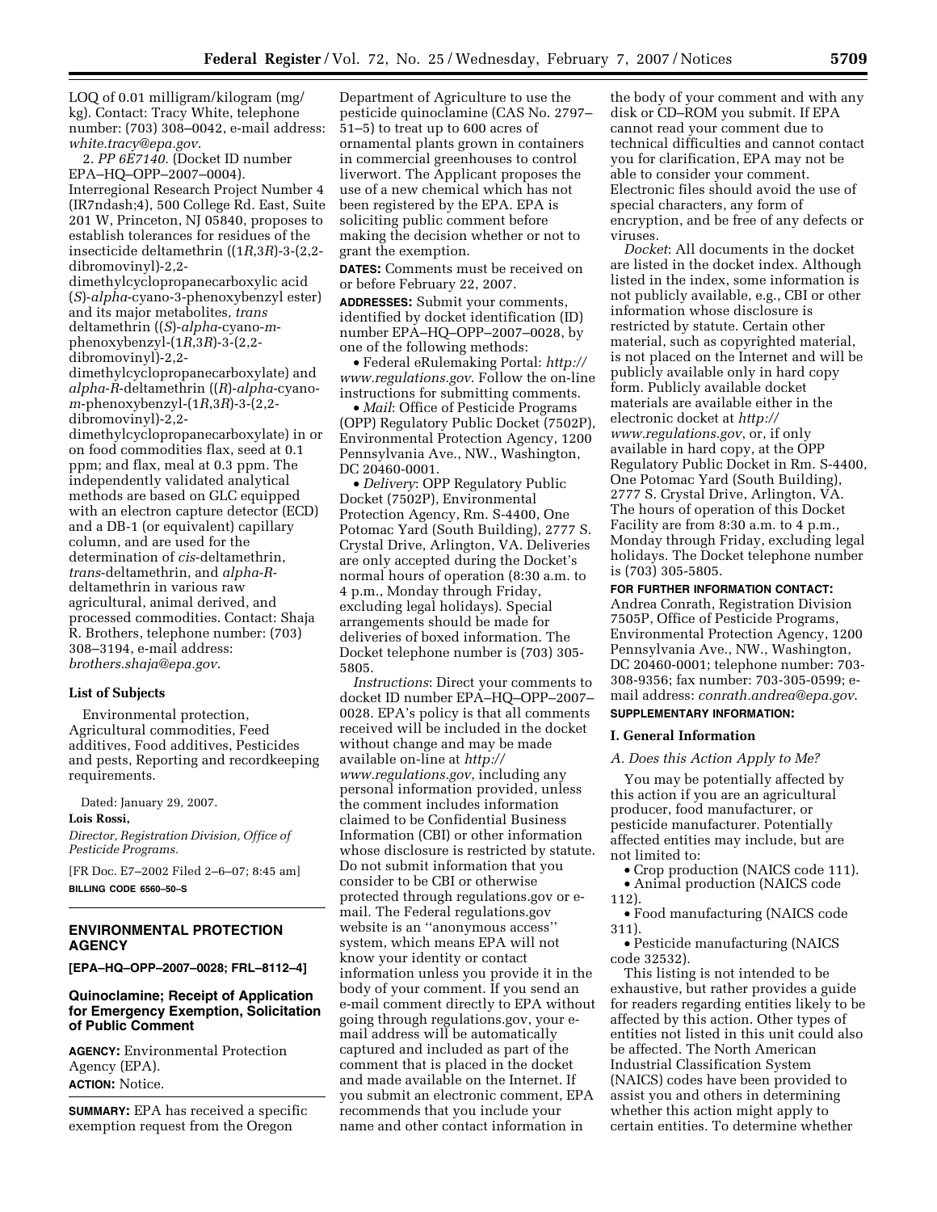LOQ of 0.01 milligram/kilogram (mg/kg). Contact: Tracy White, telephone number: (703) 308–0042, e-mail address: *white.tracy@epa.gov*.

2. *PP 6E7140*. (Docket ID number EPA–HQ–OPP–2007–0004). Interregional Research Project Number 4 (IR7ndash;4), 500 College Rd. East, Suite 201 W, Princeton, NJ 05840, proposes to establish tolerances for residues of the insecticide deltamethrin ((1*R*,3*R*)-3-(2,2-dibromovinyl)-2,2-dimethylcyclopropanecarboxylic acid (*S*)-*alpha*-cyano-3-phenoxybenzyl ester) and its major metabolites, *trans* deltamethrin ((*S*)-*alpha*-cyano-*m*-phenoxybenzyl-(1*R*,3*R*)-3-(2,2-dibromovinyl)-2,2-dimethylcyclopropanecarboxylate) and *alpha*-*R*-deltamethrin ((*R*)-*alpha*-cyano-*m*-phenoxybenzyl-(1*R*,3*R*)-3-(2,2-dibromovinyl)-2,2-dimethylcyclopropanecarboxylate) in or on food commodities flax, seed at 0.1 ppm; and flax, meal at 0.3 ppm. The independently validated analytical methods are based on GLC equipped with an electron capture detector (ECD) and a DB-1 (or equivalent) capillary column, and are used for the determination of *cis*-deltamethrin, *trans*-deltamethrin, and *alpha*-*R*-deltamethrin in various raw agricultural, animal derived, and processed commodities. Contact: Shaja R. Brothers, telephone number: (703) 308–3194, e-mail address: *brothers.shaja@epa.gov*.

### List of Subjects

Environmental protection, Agricultural commodities, Feed additives, Food additives, Pesticides and pests, Reporting and recordkeeping requirements.

Dated: January 29, 2007.

**Lois Rossi,**

*Director, Registration Division, Office of Pesticide Programs.*

[FR Doc. E7–2002 Filed 2–6–07; 8:45 am]

**BILLING CODE 6560–50–S**

## ENVIRONMENTAL PROTECTION AGENCY

**[EPA–HQ–OPP–2007–0028; FRL–8112–4]**

## Quinoclamine; Receipt of Application for Emergency Exemption, Solicitation of Public Comment

**AGENCY:** Environmental Protection Agency (EPA).

**ACTION:** Notice.

**SUMMARY:** EPA has received a specific exemption request from the Oregon Department of Agriculture to use the pesticide quinoclamine (CAS No. 2797–51–5) to treat up to 600 acres of ornamental plants grown in containers in commercial greenhouses to control liverwort. The Applicant proposes the use of a new chemical which has not been registered by the EPA. EPA is soliciting public comment before making the decision whether or not to grant the exemption.

**DATES:** Comments must be received on or before February 22, 2007.

**ADDRESSES:** Submit your comments, identified by docket identification (ID) number EPA–HQ–OPP–2007–0028, by one of the following methods:

- Federal eRulemaking Portal: *http://www.regulations.gov*. Follow the on-line instructions for submitting comments.
- *Mail*: Office of Pesticide Programs (OPP) Regulatory Public Docket (7502P), Environmental Protection Agency, 1200 Pennsylvania Ave., NW., Washington, DC 20460-0001.
- *Delivery*: OPP Regulatory Public Docket (7502P), Environmental Protection Agency, Rm. S-4400, One Potomac Yard (South Building), 2777 S. Crystal Drive, Arlington, VA. Deliveries are only accepted during the Docket's normal hours of operation (8:30 a.m. to 4 p.m., Monday through Friday, excluding legal holidays). Special arrangements should be made for deliveries of boxed information. The Docket telephone number is (703) 305-5805.

*Instructions*: Direct your comments to docket ID number EPA–HQ–OPP–2007–0028. EPA's policy is that all comments received will be included in the docket without change and may be made available on-line at *http://www.regulations.gov*, including any personal information provided, unless the comment includes information claimed to be Confidential Business Information (CBI) or other information whose disclosure is restricted by statute. Do not submit information that you consider to be CBI or otherwise protected through regulations.gov or e-mail. The Federal regulations.gov website is an ''anonymous access'' system, which means EPA will not know your identity or contact information unless you provide it in the body of your comment. If you send an e-mail comment directly to EPA without going through regulations.gov, your e-mail address will be automatically captured and included as part of the comment that is placed in the docket and made available on the Internet. If you submit an electronic comment, EPA recommends that you include your name and other contact information in the body of your comment and with any disk or CD–ROM you submit. If EPA cannot read your comment due to technical difficulties and cannot contact you for clarification, EPA may not be able to consider your comment. Electronic files should avoid the use of special characters, any form of encryption, and be free of any defects or viruses.

*Docket*: All documents in the docket are listed in the docket index. Although listed in the index, some information is not publicly available, e.g., CBI or other information whose disclosure is restricted by statute. Certain other material, such as copyrighted material, is not placed on the Internet and will be publicly available only in hard copy form. Publicly available docket materials are available either in the electronic docket at *http://www.regulations.gov*, or, if only available in hard copy, at the OPP Regulatory Public Docket in Rm. S-4400, One Potomac Yard (South Building), 2777 S. Crystal Drive, Arlington, VA. The hours of operation of this Docket Facility are from 8:30 a.m. to 4 p.m., Monday through Friday, excluding legal holidays. The Docket telephone number is (703) 305-5805.

**FOR FURTHER INFORMATION CONTACT:** Andrea Conrath, Registration Division 7505P, Office of Pesticide Programs, Environmental Protection Agency, 1200 Pennsylvania Ave., NW., Washington, DC 20460-0001; telephone number: 703-308-9356; fax number: 703-305-0599; e-mail address: *conrath.andrea@epa.gov*.

**SUPPLEMENTARY INFORMATION:**

### I. General Information

#### *A. Does this Action Apply to Me?*

You may be potentially affected by this action if you are an agricultural producer, food manufacturer, or pesticide manufacturer. Potentially affected entities may include, but are not limited to:

- Crop production (NAICS code 111).
- Animal production (NAICS code 112).
- Food manufacturing (NAICS code 311).
- Pesticide manufacturing (NAICS code 32532).

This listing is not intended to be exhaustive, but rather provides a guide for readers regarding entities likely to be affected by this action. Other types of entities not listed in this unit could also be affected. The North American Industrial Classification System (NAICS) codes have been provided to assist you and others in determining whether this action might apply to certain entities. To determine whether